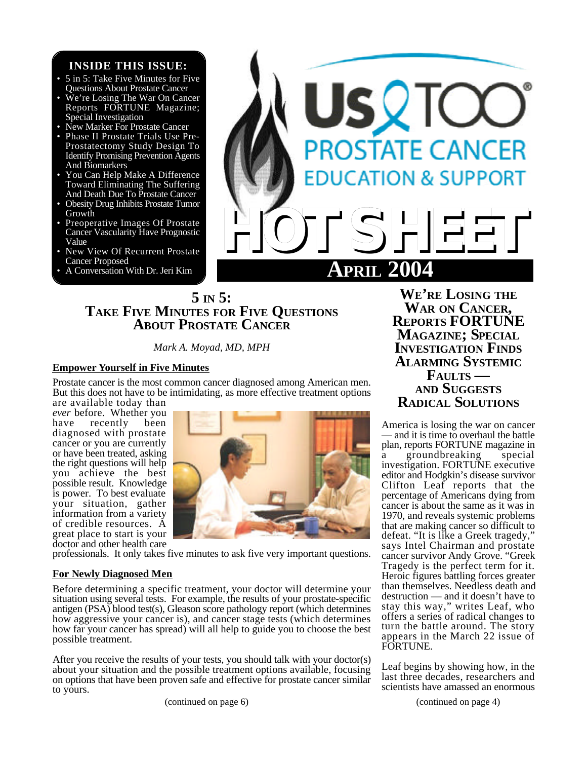**INSIDE THIS ISSUE:**

- 5 in 5: Take Five Minutes for Five Questions About Prostate Cancer
- We're Losing The War On Cancer Reports FORTUNE Magazine; Special Investigation
- New Marker For Prostate Cancer
- Phase II Prostate Trials Use Pre-Prostatectomy Study Design To Identify Promising Prevention Agents And Biomarkers
- You Can Help Make A Difference Toward Eliminating The Suffering And Death Due To Prostate Cancer
- Obesity Drug Inhibits Prostate Tumor Growth
- Preoperative Images Of Prostate Cancer Vascularity Have Prognostic Value
- New View Of Recurrent Prostate Cancer Proposed
- A Conversation With Dr. Jeri Kim

# Us TOO® PROSTATE CANCER EDUCATION & SUPPORT

# HOT SHEET

## APRIL 2004

## 5 IN 5: TAKE FIVE MINUTES FOR FIVE QUESTIONS ABOUT PROSTATE CANCER

*Mark A. Moyad, MD, MPH*

**Empower Yourself in Five Minutes**

Prostate cancer is the most common cancer diagnosed among American men. But this does not have to be intimidating, as more effective treatment options are available today than *ever* before. Whether you have recently been diagnosed with prostate cancer or you are currently or have been treated, asking the right questions will help you achieve the best possible result. Knowledge is power. To best evaluate your situation, gather information from a variety of credible resources. A great place to start is your doctor and other health care professionals. It only takes five minutes to ask five very important questions.

**For Newly Diagnosed Men**

Before determining a specific treatment, your doctor will determine your situation using several tests. For example, the results of your prostate-specific antigen (PSA) blood test(s), Gleason score pathology report (which determines how aggressive your cancer is), and cancer stage tests (which determines how far your cancer has spread) will all help to guide you to choose the best possible treatment.

After you receive the results of your tests, you should talk with your doctor(s) about your situation and the possible treatment options available, focusing on options that have been proven safe and effective for prostate cancer similar to yours.

(continued on page 6)

## WE'RE LOSING THE WAR ON CANCER, REPORTS FORTUNE MAGAZINE; SPECIAL INVESTIGATION FINDS ALARMING SYSTEMIC FAULTS — AND SUGGESTS RADICAL SOLUTIONS

America is losing the war on cancer — and it is time to overhaul the battle plan, reports FORTUNE magazine in a groundbreaking special investigation. FORTUNE executive editor and Hodgkin's disease survivor Clifton Leaf reports that the percentage of Americans dying from cancer is about the same as it was in 1970, and reveals systemic problems that are making cancer so difficult to defeat. "It is like a Greek tragedy," says Intel Chairman and prostate cancer survivor Andy Grove. "Greek Tragedy is the perfect term for it. Heroic figures battling forces greater than themselves. Needless death and destruction — and it doesn't have to stay this way," writes Leaf, who offers a series of radical changes to turn the battle around. The story appears in the March 22 issue of FORTUNE.

Leaf begins by showing how, in the last three decades, researchers and scientists have amassed an enormous

(continued on page 4)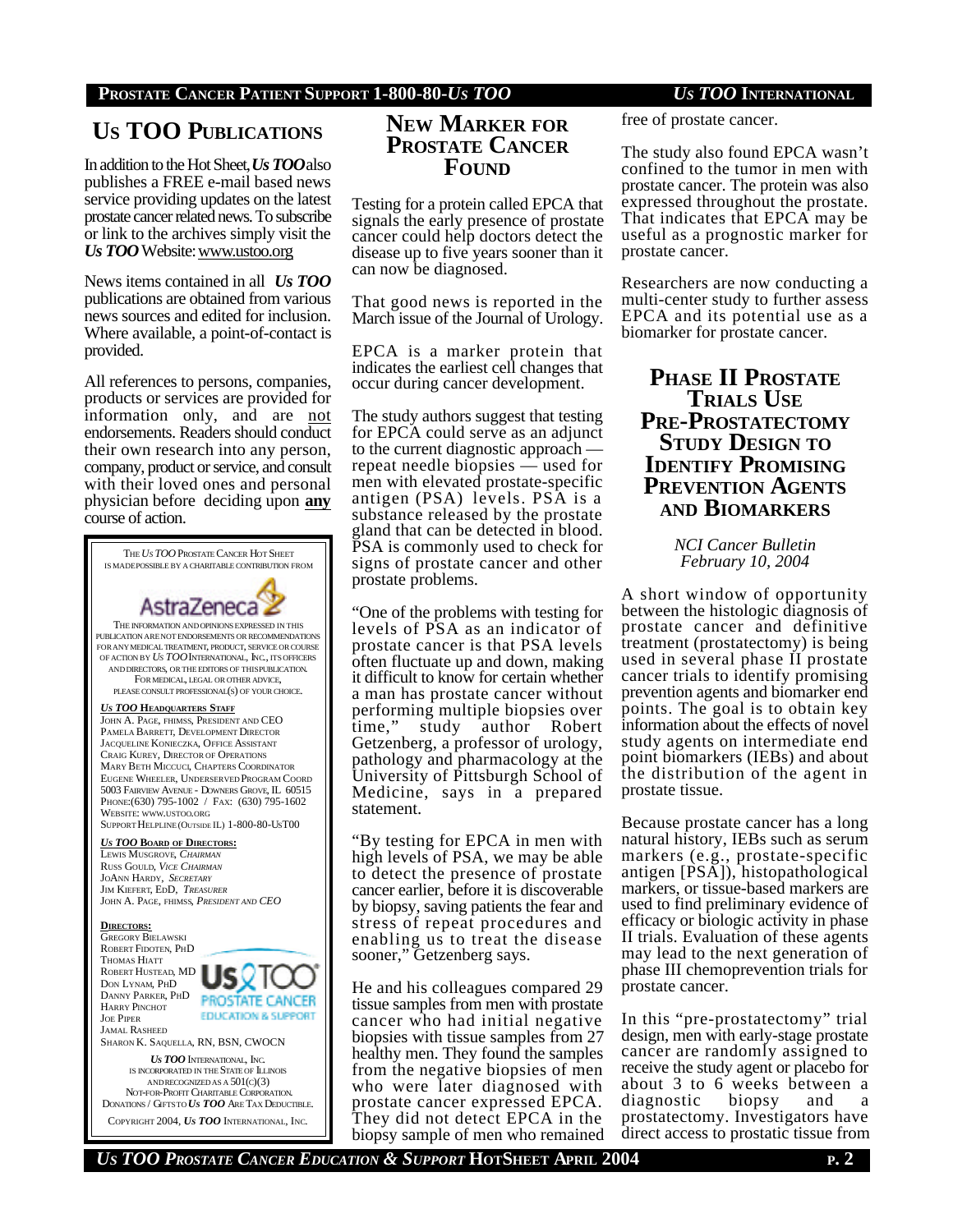## Us TOO Publications

In addition to the Hot Sheet, ***Us TOO*** also publishes a FREE e-mail based news service providing updates on the latest prostate cancer related news. To subscribe or link to the archives simply visit the ***Us TOO*** Website: www.ustoo.org

News items contained in all ***Us TOO*** publications are obtained from various news sources and edited for inclusion. Where available, a point-of-contact is provided.

All references to persons, companies, products or services are provided for information only, and are not endorsements. Readers should conduct their own research into any person, company, product or service, and consult with their loved ones and personal physician before deciding upon **any** course of action.

THE *US TOO* PROSTATE CANCER HOT SHEET IS MADE POSSIBLE BY A CHARITABLE CONTRIBUTION FROM

AstraZeneca

THE INFORMATION AND OPINIONS EXPRESSED IN THIS PUBLICATION ARE NOT ENDORSEMENTS OR RECOMMENDATIONS FOR ANY MEDICAL TREATMENT, PRODUCT, SERVICE OR COURSE OF ACTION BY *US TOO* INTERNATIONAL, INC., ITS OFFICERS AND DIRECTORS, OR THE EDITORS OF THIS PUBLICATION. FOR MEDICAL, LEGAL OR OTHER ADVICE, PLEASE CONSULT PROFESSIONAL(S) OF YOUR CHOICE.

***US TOO* HEADQUARTERS STAFF**

JOHN A. PAGE, FHIMSS, PRESIDENT AND CEO
PAMELA BARRETT, DEVELOPMENT DIRECTOR
JACQUELINE KONIECZKA, OFFICE ASSISTANT
CRAIG KUREY, DIRECTOR OF OPERATIONS
MARY BETH MICCUCI, CHAPTERS COORDINATOR
EUGENE WHEELER, UNDERSERVED PROGRAM COORD
5003 FAIRVIEW AVENUE - DOWNERS GROVE, IL 60515
PHONE:(630) 795-1002 / FAX: (630) 795-1602
WEBSITE: WWW.USTOO.ORG
SUPPORT HELPLINE (OUTSIDE IL) 1-800-80-USTOO

***US TOO* BOARD OF DIRECTORS:**

LEWIS MUSGROVE, *CHAIRMAN*
RUSS GOULD, *VICE CHAIRMAN*
JOANN HARDY, *SECRETARY*
JIM KIEFERT, EDD, *TREASURER*
JOHN A. PAGE, FHIMSS, *PRESIDENT AND CEO*

**DIRECTORS:**

GREGORY BIELAWSKI
ROBERT FIDOTEN, PHD
THOMAS HIATT
ROBERT HUSTEAD, MD
DON LYNAM, PHD
DANNY PARKER, PHD
HARRY PINCHOT
JOE PIPER
JAMAL RASHEED
SHARON K. SAQUELLA, RN, BSN, CWOCN

Us TOO PROSTATE CANCER EDUCATION & SUPPORT

***US TOO*** INTERNATIONAL, INC. IS INCORPORATED IN THE STATE OF ILLINOIS AND RECOGNIZED AS A 501(C)(3) NOT-FOR-PROFIT CHARITABLE CORPORATION. DONATIONS / GIFTS TO ***US TOO*** ARE TAX DEDUCTIBLE.

COPYRIGHT 2004, ***US TOO*** INTERNATIONAL, INC.

## New Marker for Prostate Cancer Found

Testing for a protein called EPCA that signals the early presence of prostate cancer could help doctors detect the disease up to five years sooner than it can now be diagnosed.

That good news is reported in the March issue of the Journal of Urology.

EPCA is a marker protein that indicates the earliest cell changes that occur during cancer development.

The study authors suggest that testing for EPCA could serve as an adjunct to the current diagnostic approach — repeat needle biopsies — used for men with elevated prostate-specific antigen (PSA) levels. PSA is a substance released by the prostate gland that can be detected in blood. PSA is commonly used to check for signs of prostate cancer and other prostate problems.

"One of the problems with testing for levels of PSA as an indicator of prostate cancer is that PSA levels often fluctuate up and down, making it difficult to know for certain whether a man has prostate cancer without performing multiple biopsies over time," study author Robert Getzenberg, a professor of urology, pathology and pharmacology at the University of Pittsburgh School of Medicine, says in a prepared statement.

"By testing for EPCA in men with high levels of PSA, we may be able to detect the presence of prostate cancer earlier, before it is discoverable by biopsy, saving patients the fear and stress of repeat procedures and enabling us to treat the disease sooner," Getzenberg says.

He and his colleagues compared 29 tissue samples from men with prostate cancer who had initial negative biopsies with tissue samples from 27 healthy men. They found the samples from the negative biopsies of men who were later diagnosed with prostate cancer expressed EPCA. They did not detect EPCA in the biopsy sample of men who remained free of prostate cancer.

The study also found EPCA wasn't confined to the tumor in men with prostate cancer. The protein was also expressed throughout the prostate. That indicates that EPCA may be useful as a prognostic marker for prostate cancer.

Researchers are now conducting a multi-center study to further assess EPCA and its potential use as a biomarker for prostate cancer.

## Phase II Prostate Trials Use Pre-Prostatectomy Study Design to Identify Promising Prevention Agents and Biomarkers

*NCI Cancer Bulletin*
*February 10, 2004*

A short window of opportunity between the histologic diagnosis of prostate cancer and definitive treatment (prostatectomy) is being used in several phase II prostate cancer trials to identify promising prevention agents and biomarker end points. The goal is to obtain key information about the effects of novel study agents on intermediate end point biomarkers (IEBs) and about the distribution of the agent in prostate tissue.

Because prostate cancer has a long natural history, IEBs such as serum markers (e.g., prostate-specific antigen [PSA]), histopathological markers, or tissue-based markers are used to find preliminary evidence of efficacy or biologic activity in phase II trials. Evaluation of these agents may lead to the next generation of phase III chemoprevention trials for prostate cancer.

In this "pre-prostatectomy" trial design, men with early-stage prostate cancer are randomly assigned to receive the study agent or placebo for about 3 to 6 weeks between a diagnostic biopsy and a prostatectomy. Investigators have direct access to prostatic tissue from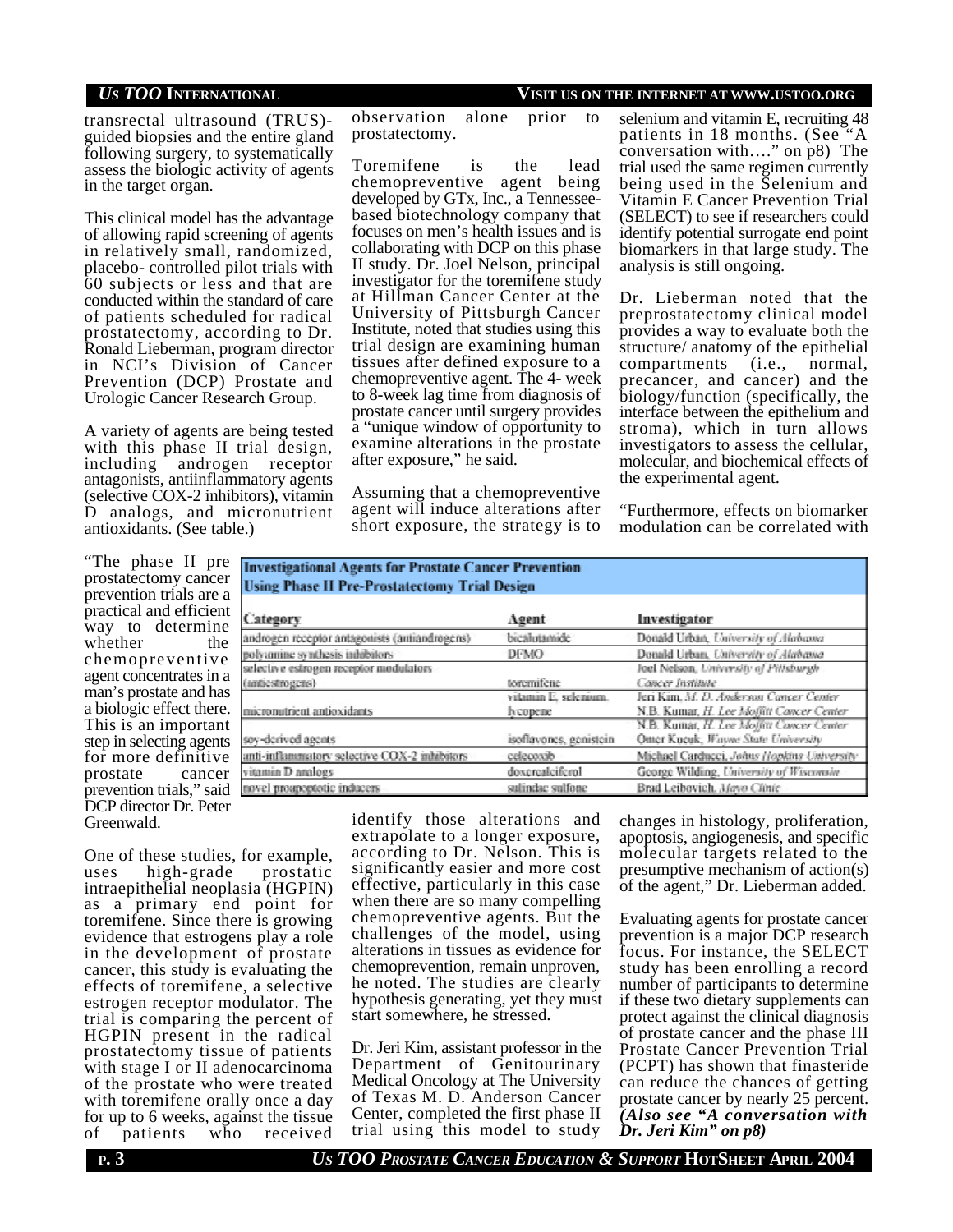transrectal ultrasound (TRUS)-guided biopsies and the entire gland following surgery, to systematically assess the biologic activity of agents in the target organ.

This clinical model has the advantage of allowing rapid screening of agents in relatively small, randomized, placebo- controlled pilot trials with 60 subjects or less and that are conducted within the standard of care of patients scheduled for radical prostatectomy, according to Dr. Ronald Lieberman, program director in NCI's Division of Cancer Prevention (DCP) Prostate and Urologic Cancer Research Group.

A variety of agents are being tested with this phase II trial design, including androgen receptor antagonists, antiinflammatory agents (selective COX-2 inhibitors), vitamin D analogs, and micronutrient antioxidants. (See table.)

"The phase II pre prostatectomy cancer prevention trials are a practical and efficient way to determine whether the chemopreventive agent concentrates in a man's prostate and has a biologic effect there. This is an important step in selecting agents for more definitive prostate cancer prevention trials," said DCP director Dr. Peter Greenwald.

One of these studies, for example, uses high-grade prostatic intraepithelial neoplasia (HGPIN) as a primary end point for toremifene. Since there is growing evidence that estrogens play a role in the development of prostate cancer, this study is evaluating the effects of toremifene, a selective estrogen receptor modulator. The trial is comparing the percent of HGPIN present in the radical prostatectomy tissue of patients with stage I or II adenocarcinoma of the prostate who were treated with toremifene orally once a day for up to 6 weeks, against the tissue of patients who received observation alone prior to prostatectomy.

Toremifene is the lead chemopreventive agent being developed by GTx, Inc., a Tennessee-based biotechnology company that focuses on men's health issues and is collaborating with DCP on this phase II study. Dr. Joel Nelson, principal investigator for the toremifene study at Hillman Cancer Center at the University of Pittsburgh Cancer Institute, noted that studies using this trial design are examining human tissues after defined exposure to a chemopreventive agent. The 4- week to 8-week lag time from diagnosis of prostate cancer until surgery provides a "unique window of opportunity to examine alterations in the prostate after exposure," he said.

Assuming that a chemopreventive agent will induce alterations after short exposure, the strategy is to identify those alterations and extrapolate to a longer exposure, according to Dr. Nelson. This is significantly easier and more cost effective, particularly in this case when there are so many compelling chemopreventive agents. But the challenges of the model, using alterations in tissues as evidence for chemoprevention, remain unproven, he noted. The studies are clearly hypothesis generating, yet they must start somewhere, he stressed.

Dr. Jeri Kim, assistant professor in the Department of Genitourinary Medical Oncology at The University of Texas M. D. Anderson Cancer Center, completed the first phase II trial using this model to study selenium and vitamin E, recruiting 48 patients in 18 months. (See "A conversation with…." on p8) The trial used the same regimen currently being used in the Selenium and Vitamin E Cancer Prevention Trial (SELECT) to see if researchers could identify potential surrogate end point biomarkers in that large study. The analysis is still ongoing.

Dr. Lieberman noted that the preprostatectomy clinical model provides a way to evaluate both the structure/ anatomy of the epithelial compartments (i.e., normal, precancer, and cancer) and the biology/function (specifically, the interface between the epithelium and stroma), which in turn allows investigators to assess the cellular, molecular, and biochemical effects of the experimental agent.

"Furthermore, effects on biomarker modulation can be correlated with changes in histology, proliferation, apoptosis, angiogenesis, and specific molecular targets related to the presumptive mechanism of action(s) of the agent," Dr. Lieberman added.

Evaluating agents for prostate cancer prevention is a major DCP research focus. For instance, the SELECT study has been enrolling a record number of participants to determine if these two dietary supplements can protect against the clinical diagnosis of prostate cancer and the phase III Prostate Cancer Prevention Trial (PCPT) has shown that finasteride can reduce the chances of getting prostate cancer by nearly 25 percent. ***(Also see "A conversation with Dr. Jeri Kim" on p8)***

**Investigational Agents for Prostate Cancer Prevention Using Phase II Pre-Prostatectomy Trial Design**

| Category | Agent | Investigator |
|---|---|---|
| androgen receptor antagonists (antiandrogens) | bicalutamide | Donald Urban, *University of Alabama* |
| polyamine synthesis inhibitors | DFMO | Donald Urban, *University of Alabama* |
| selective estrogen receptor modulators (antiestrogens) | toremifene | Joel Nelson, *University of Pittsburgh Cancer Institute* |
| micronutrient antioxidants | vitamin E, selenium, lycopene | Jeri Kim, *M. D. Anderson Cancer Center*; N.B. Kumar, *H. Lee Moffitt Cancer Center* |
| soy-derived agents | isoflavones, genistein | N.B. Kumar, *H. Lee Moffitt Cancer Center*; Omer Kucuk, *Wayne State University* |
| anti-inflammatory selective COX-2 inhibitors | celecoxib | Michael Carducci, *Johns Hopkins University* |
| vitamin D analogs | doxercalciferol | George Wilding, *University of Wisconsin* |
| novel proapoptotic inducers | sulindac sulfone | Brad Leibovich, *Mayo Clinic* |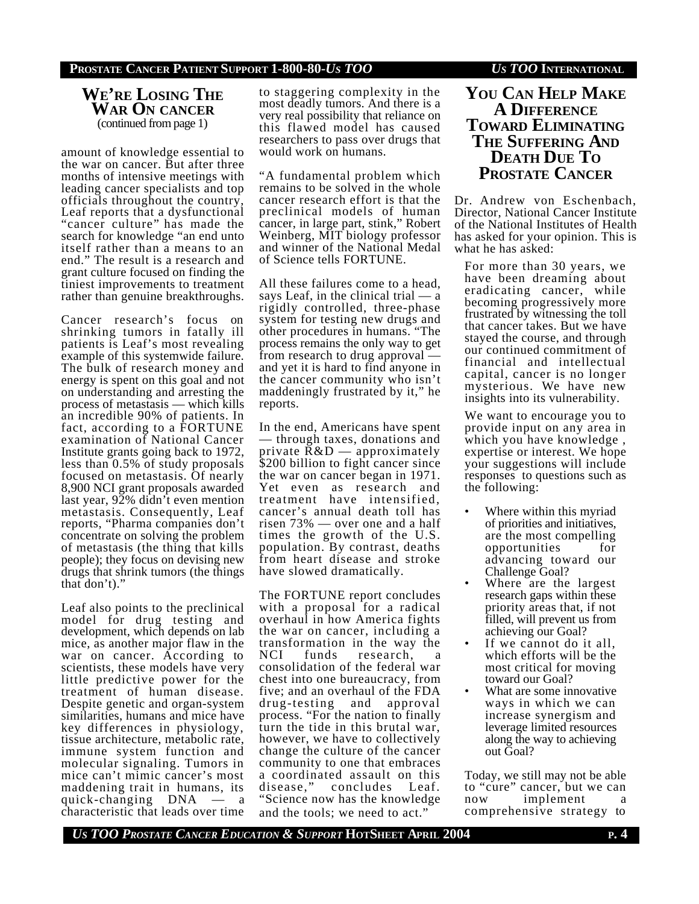## We're Losing The War On Cancer

(continued from page 1)

amount of knowledge essential to the war on cancer. But after three months of intensive meetings with leading cancer specialists and top officials throughout the country, Leaf reports that a dysfunctional "cancer culture" has made the search for knowledge "an end unto itself rather than a means to an end." The result is a research and grant culture focused on finding the tiniest improvements to treatment rather than genuine breakthroughs.

Cancer research's focus on shrinking tumors in fatally ill patients is Leaf's most revealing example of this systemwide failure. The bulk of research money and energy is spent on this goal and not on understanding and arresting the process of metastasis — which kills an incredible 90% of patients. In fact, according to a FORTUNE examination of National Cancer Institute grants going back to 1972, less than 0.5% of study proposals focused on metastasis. Of nearly 8,900 NCI grant proposals awarded last year, 92% didn't even mention metastasis. Consequently, Leaf reports, "Pharma companies don't concentrate on solving the problem of metastasis (the thing that kills people); they focus on devising new drugs that shrink tumors (the things that don't)."

Leaf also points to the preclinical model for drug testing and development, which depends on lab mice, as another major flaw in the war on cancer. According to scientists, these models have very little predictive power for the treatment of human disease. Despite genetic and organ-system similarities, humans and mice have key differences in physiology, tissue architecture, metabolic rate, immune system function and molecular signaling. Tumors in mice can't mimic cancer's most maddening trait in humans, its quick-changing DNA — a characteristic that leads over time to staggering complexity in the most deadly tumors. And there is a very real possibility that reliance on this flawed model has caused researchers to pass over drugs that would work on humans.

"A fundamental problem which remains to be solved in the whole cancer research effort is that the preclinical models of human cancer, in large part, stink," Robert Weinberg, MIT biology professor and winner of the National Medal of Science tells FORTUNE.

All these failures come to a head, says Leaf, in the clinical trial — a rigidly controlled, three-phase system for testing new drugs and other procedures in humans. "The process remains the only way to get from research to drug approval — and yet it is hard to find anyone in the cancer community who isn't maddeningly frustrated by it," he reports.

In the end, Americans have spent — through taxes, donations and private R&D — approximately $200 billion to fight cancer since the war on cancer began in 1971. Yet even as research and treatment have intensified, cancer's annual death toll has risen 73% — over one and a half times the growth of the U.S. population. By contrast, deaths from heart disease and stroke have slowed dramatically.

The FORTUNE report concludes with a proposal for a radical overhaul in how America fights the war on cancer, including a transformation in the way the NCI funds research, a consolidation of the federal war chest into one bureaucracy, from five; and an overhaul of the FDA drug-testing and approval process. "For the nation to finally turn the tide in this brutal war, however, we have to collectively change the culture of the cancer community to one that embraces a coordinated assault on this disease," concludes Leaf. "Science now has the knowledge and the tools; we need to act."

## You Can Help Make A Difference Toward Eliminating The Suffering And Death Due To Prostate Cancer

Dr. Andrew von Eschenbach, Director, National Cancer Institute of the National Institutes of Health has asked for your opinion. This is what he has asked:

> For more than 30 years, we have been dreaming about eradicating cancer, while becoming progressively more frustrated by witnessing the toll that cancer takes. But we have stayed the course, and through our continued commitment of financial and intellectual capital, cancer is no longer mysterious. We have new insights into its vulnerability.
>
> We want to encourage you to provide input on any area in which you have knowledge , expertise or interest. We hope your suggestions will include responses to questions such as the following:
>
> - Where within this myriad of priorities and initiatives, are the most compelling opportunities for advancing toward our Challenge Goal?
> - Where are the largest research gaps within these priority areas that, if not filled, will prevent us from achieving our Goal?
> - If we cannot do it all, which efforts will be the most critical for moving toward our Goal?
> - What are some innovative ways in which we can increase synergism and leverage limited resources along the way to achieving out Goal?

Today, we still may not be able to "cure" cancer, but we can now implement a comprehensive strategy to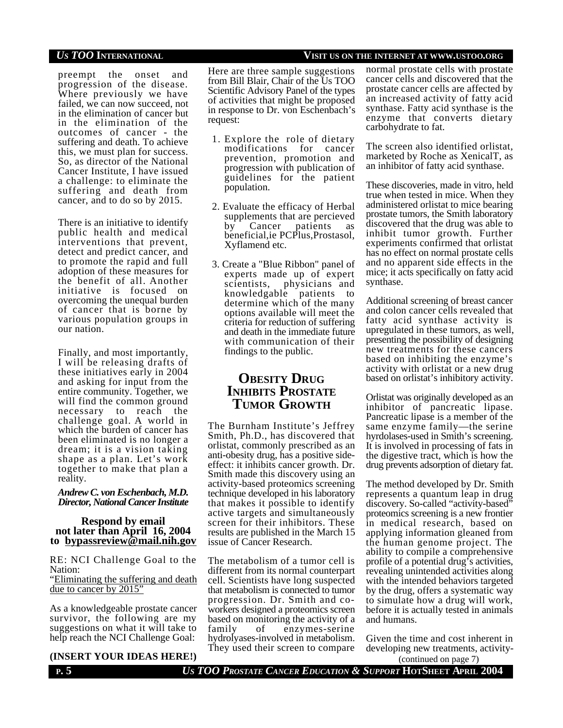preempt the onset and progression of the disease. Where previously we have failed, we can now succeed, not in the elimination of cancer but in the elimination of the outcomes of cancer - the suffering and death. To achieve this, we must plan for success. So, as director of the National Cancer Institute, I have issued a challenge: to eliminate the suffering and death from cancer, and to do so by 2015.

There is an initiative to identify public health and medical interventions that prevent, detect and predict cancer, and to promote the rapid and full adoption of these measures for the benefit of all. Another initiative is focused on overcoming the unequal burden of cancer that is borne by various population groups in our nation.

Finally, and most importantly, I will be releasing drafts of these initiatives early in 2004 and asking for input from the entire community. Together, we will find the common ground necessary to reach the challenge goal. A world in which the burden of cancer has been eliminated is no longer a dream; it is a vision taking shape as a plan. Let's work together to make that plan a reality.

***Andrew C. von Eschenbach, M.D.***
***Director, National Cancer Institute***

**Respond by email not later than April 16, 2004 to bypassreview@mail.nih.gov**

RE: NCI Challenge Goal to the Nation:
"Eliminating the suffering and death due to cancer by 2015"

As a knowledgeable prostate cancer survivor, the following are my suggestions on what it will take to help reach the NCI Challenge Goal:

**(INSERT YOUR IDEAS HERE!)**

Here are three sample suggestions from Bill Blair, Chair of the Us TOO Scientific Advisory Panel of the types of activities that might be proposed in response to Dr. von Eschenbach's request:

1. Explore the role of dietary modifications for cancer prevention, promotion and progression with publication of guidelines for the patient population.
2. Evaluate the efficacy of Herbal supplements that are percieved by Cancer patients as beneficial,ie PCPlus,Prostasol, Xyflamend etc.
3. Create a "Blue Ribbon" panel of experts made up of expert scientists, physicians and knowledgable patients to determine which of the many options available will meet the criteria for reduction of suffering and death in the immediate future with communication of their findings to the public.

## Obesity Drug Inhibits Prostate Tumor Growth

The Burnham Institute's Jeffrey Smith, Ph.D., has discovered that orlistat, commonly prescribed as an anti-obesity drug, has a positive side-effect: it inhibits cancer growth. Dr. Smith made this discovery using an activity-based proteomics screening technique developed in his laboratory that makes it possible to identify active targets and simultaneously screen for their inhibitors. These results are published in the March 15 issue of Cancer Research.

The metabolism of a tumor cell is different from its normal counterpart cell. Scientists have long suspected that metabolism is connected to tumor progression. Dr. Smith and co-workers designed a proteomics screen based on monitoring the activity of a family of enzymes-serine hydrolyases-involved in metabolism. They used their screen to compare normal prostate cells with prostate cancer cells and discovered that the prostate cancer cells are affected by an increased activity of fatty acid synthase. Fatty acid synthase is the enzyme that converts dietary carbohydrate to fat.

The screen also identified orlistat, marketed by Roche as XenicalT, as an inhibitor of fatty acid synthase.

These discoveries, made in vitro, held true when tested in mice. When they administered orlistat to mice bearing prostate tumors, the Smith laboratory discovered that the drug was able to inhibit tumor growth. Further experiments confirmed that orlistat has no effect on normal prostate cells and no apparent side effects in the mice; it acts specifically on fatty acid synthase.

Additional screening of breast cancer and colon cancer cells revealed that fatty acid synthase activity is upregulated in these tumors, as well, presenting the possibility of designing new treatments for these cancers based on inhibiting the enzyme's activity with orlistat or a new drug based on orlistat's inhibitory activity.

Orlistat was originally developed as an inhibitor of pancreatic lipase. Pancreatic lipase is a member of the same enzyme family—the serine hyrdolases-used in Smith's screening. It is involved in processing of fats in the digestive tract, which is how the drug prevents adsorption of dietary fat.

The method developed by Dr. Smith represents a quantum leap in drug discovery. So-called "activity-based" proteomics screening is a new frontier in medical research, based on applying information gleaned from the human genome project. The ability to compile a comprehensive profile of a potential drug's activities, revealing unintended activities along with the intended behaviors targeted by the drug, offers a systematic way to simulate how a drug will work, before it is actually tested in animals and humans.

Given the time and cost inherent in developing new treatments, activity-

(continued on page 7)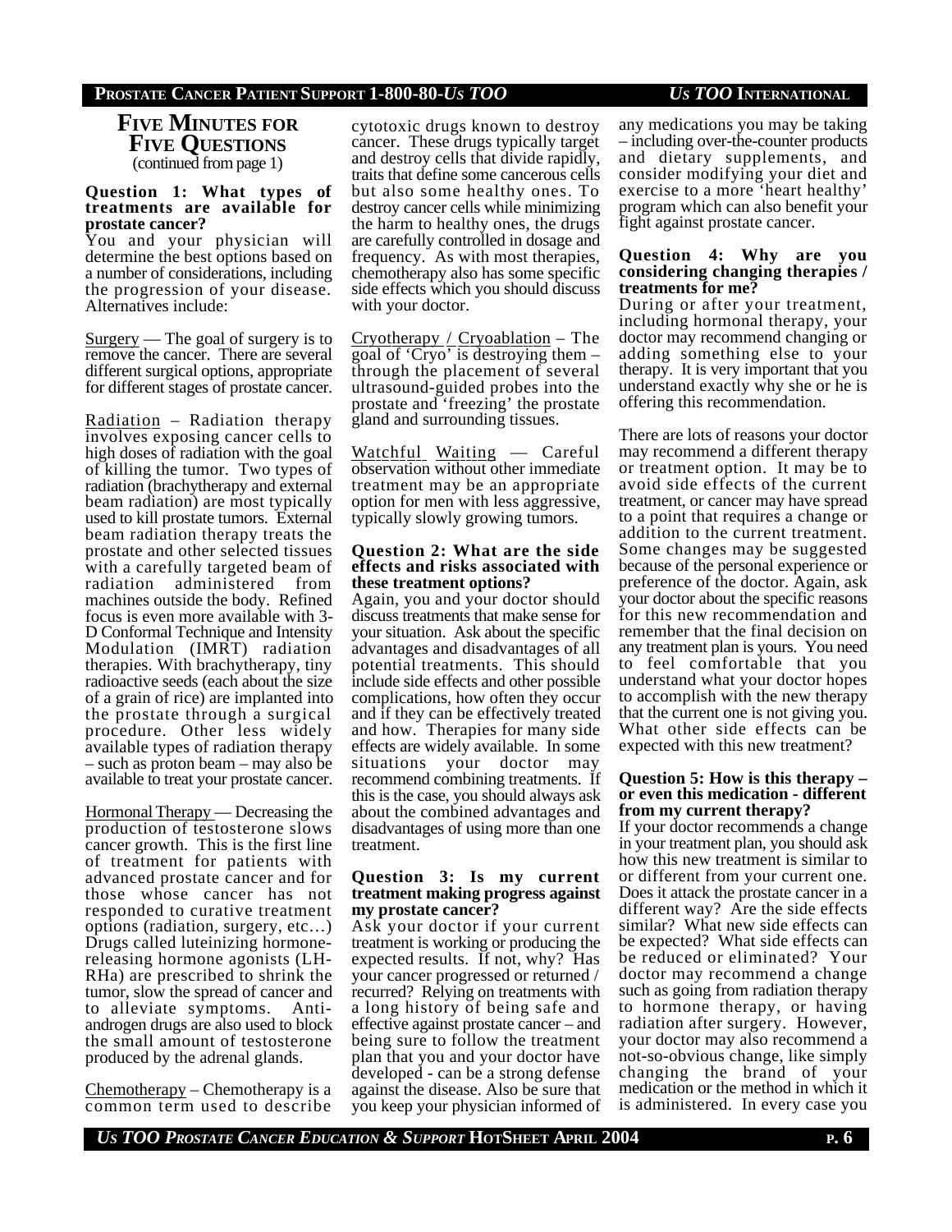## FIVE MINUTES FOR FIVE QUESTIONS

(continued from page 1)

**Question 1: What types of treatments are available for prostate cancer?**

You and your physician will determine the best options based on a number of considerations, including the progression of your disease. Alternatives include:

Surgery — The goal of surgery is to remove the cancer. There are several different surgical options, appropriate for different stages of prostate cancer.

Radiation – Radiation therapy involves exposing cancer cells to high doses of radiation with the goal of killing the tumor. Two types of radiation (brachytherapy and external beam radiation) are most typically used to kill prostate tumors. External beam radiation therapy treats the prostate and other selected tissues with a carefully targeted beam of radiation administered from machines outside the body. Refined focus is even more available with 3-D Conformal Technique and Intensity Modulation (IMRT) radiation therapies. With brachytherapy, tiny radioactive seeds (each about the size of a grain of rice) are implanted into the prostate through a surgical procedure. Other less widely available types of radiation therapy – such as proton beam – may also be available to treat your prostate cancer.

Hormonal Therapy — Decreasing the production of testosterone slows cancer growth. This is the first line of treatment for patients with advanced prostate cancer and for those whose cancer has not responded to curative treatment options (radiation, surgery, etc…) Drugs called luteinizing hormone-releasing hormone agonists (LH-RHa) are prescribed to shrink the tumor, slow the spread of cancer and to alleviate symptoms. Anti-androgen drugs are also used to block the small amount of testosterone produced by the adrenal glands.

Chemotherapy – Chemotherapy is a common term used to describe cytotoxic drugs known to destroy cancer. These drugs typically target and destroy cells that divide rapidly, traits that define some cancerous cells but also some healthy ones. To destroy cancer cells while minimizing the harm to healthy ones, the drugs are carefully controlled in dosage and frequency. As with most therapies, chemotherapy also has some specific side effects which you should discuss with your doctor.

Cryotherapy / Cryoablation – The goal of 'Cryo' is destroying them – through the placement of several ultrasound-guided probes into the prostate and 'freezing' the prostate gland and surrounding tissues.

Watchful Waiting — Careful observation without other immediate treatment may be an appropriate option for men with less aggressive, typically slowly growing tumors.

**Question 2: What are the side effects and risks associated with these treatment options?**

Again, you and your doctor should discuss treatments that make sense for your situation. Ask about the specific advantages and disadvantages of all potential treatments. This should include side effects and other possible complications, how often they occur and if they can be effectively treated and how. Therapies for many side effects are widely available. In some situations your doctor may recommend combining treatments. If this is the case, you should always ask about the combined advantages and disadvantages of using more than one treatment.

**Question 3: Is my current treatment making progress against my prostate cancer?**

Ask your doctor if your current treatment is working or producing the expected results. If not, why? Has your cancer progressed or returned / recurred? Relying on treatments with a long history of being safe and effective against prostate cancer – and being sure to follow the treatment plan that you and your doctor have developed - can be a strong defense against the disease. Also be sure that you keep your physician informed of any medications you may be taking – including over-the-counter products and dietary supplements, and consider modifying your diet and exercise to a more 'heart healthy' program which can also benefit your fight against prostate cancer.

**Question 4: Why are you considering changing therapies / treatments for me?**

During or after your treatment, including hormonal therapy, your doctor may recommend changing or adding something else to your therapy. It is very important that you understand exactly why she or he is offering this recommendation.

There are lots of reasons your doctor may recommend a different therapy or treatment option. It may be to avoid side effects of the current treatment, or cancer may have spread to a point that requires a change or addition to the current treatment. Some changes may be suggested because of the personal experience or preference of the doctor. Again, ask your doctor about the specific reasons for this new recommendation and remember that the final decision on any treatment plan is yours. You need to feel comfortable that you understand what your doctor hopes to accomplish with the new therapy that the current one is not giving you. What other side effects can be expected with this new treatment?

**Question 5: How is this therapy – or even this medication - different from my current therapy?**

If your doctor recommends a change in your treatment plan, you should ask how this new treatment is similar to or different from your current one. Does it attack the prostate cancer in a different way? Are the side effects similar? What new side effects can be expected? What side effects can be reduced or eliminated? Your doctor may recommend a change such as going from radiation therapy to hormone therapy, or having radiation after surgery. However, your doctor may also recommend a not-so-obvious change, like simply changing the brand of your medication or the method in which it is administered. In every case you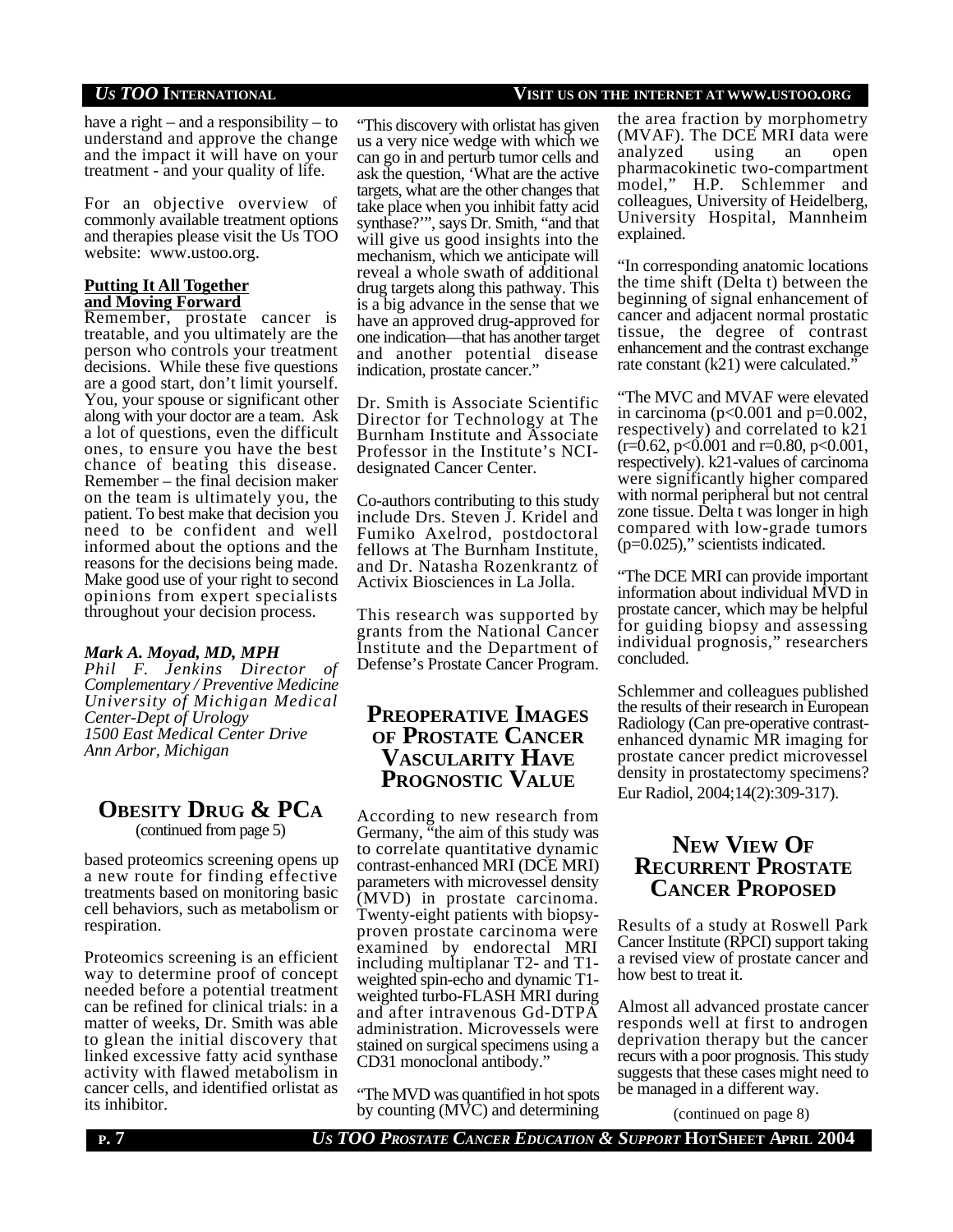have a right – and a responsibility – to understand and approve the change and the impact it will have on your treatment - and your quality of life.

For an objective overview of commonly available treatment options and therapies please visit the Us TOO website: www.ustoo.org.

**Putting It All Together and Moving Forward**

Remember, prostate cancer is treatable, and you ultimately are the person who controls your treatment decisions. While these five questions are a good start, don't limit yourself. You, your spouse or significant other along with your doctor are a team. Ask a lot of questions, even the difficult ones, to ensure you have the best chance of beating this disease. Remember – the final decision maker on the team is ultimately you, the patient. To best make that decision you need to be confident and well informed about the options and the reasons for the decisions being made. Make good use of your right to second opinions from expert specialists throughout your decision process.

***Mark A. Moyad, MD, MPH***
*Phil F. Jenkins Director of Complementary / Preventive Medicine*
*University of Michigan Medical Center-Dept of Urology*
*1500 East Medical Center Drive*
*Ann Arbor, Michigan*

## OBESITY DRUG & PCA

(continued from page 5)

based proteomics screening opens up a new route for finding effective treatments based on monitoring basic cell behaviors, such as metabolism or respiration.

Proteomics screening is an efficient way to determine proof of concept needed before a potential treatment can be refined for clinical trials: in a matter of weeks, Dr. Smith was able to glean the initial discovery that linked excessive fatty acid synthase activity with flawed metabolism in cancer cells, and identified orlistat as its inhibitor.

"This discovery with orlistat has given us a very nice wedge with which we can go in and perturb tumor cells and ask the question, 'What are the active targets, what are the other changes that take place when you inhibit fatty acid synthase?'", says Dr. Smith, "and that will give us good insights into the mechanism, which we anticipate will reveal a whole swath of additional drug targets along this pathway. This is a big advance in the sense that we have an approved drug-approved for one indication—that has another target and another potential disease indication, prostate cancer."

Dr. Smith is Associate Scientific Director for Technology at The Burnham Institute and Associate Professor in the Institute's NCI-designated Cancer Center.

Co-authors contributing to this study include Drs. Steven J. Kridel and Fumiko Axelrod, postdoctoral fellows at The Burnham Institute, and Dr. Natasha Rozenkrantz of Activix Biosciences in La Jolla.

This research was supported by grants from the National Cancer Institute and the Department of Defense's Prostate Cancer Program.

## PREOPERATIVE IMAGES OF PROSTATE CANCER VASCULARITY HAVE PROGNOSTIC VALUE

According to new research from Germany, "the aim of this study was to correlate quantitative dynamic contrast-enhanced MRI (DCE MRI) parameters with microvessel density (MVD) in prostate carcinoma. Twenty-eight patients with biopsy-proven prostate carcinoma were examined by endorectal MRI including multiplanar T2- and T1-weighted spin-echo and dynamic T1-weighted turbo-FLASH MRI during and after intravenous Gd-DTPA administration. Microvessels were stained on surgical specimens using a CD31 monoclonal antibody."

"The MVD was quantified in hot spots by counting (MVC) and determining the area fraction by morphometry (MVAF). The DCE MRI data were analyzed using an open pharmacokinetic two-compartment model," H.P. Schlemmer and colleagues, University of Heidelberg, University Hospital, Mannheim explained.

"In corresponding anatomic locations the time shift (Delta t) between the beginning of signal enhancement of cancer and adjacent normal prostatic tissue, the degree of contrast enhancement and the contrast exchange rate constant (k21) were calculated."

"The MVC and MVAF were elevated in carcinoma ($p<0.001$ and $p=0.002$, respectively) and correlated to k21 ($r=0.62$, $p<0.001$ and $r=0.80$, $p<0.001$, respectively). k21-values of carcinoma were significantly higher compared with normal peripheral but not central zone tissue. Delta t was longer in high compared with low-grade tumors ($p=0.025$)," scientists indicated.

"The DCE MRI can provide important information about individual MVD in prostate cancer, which may be helpful for guiding biopsy and assessing individual prognosis," researchers concluded.

Schlemmer and colleagues published the results of their research in European Radiology (Can pre-operative contrast-enhanced dynamic MR imaging for prostate cancer predict microvessel density in prostatectomy specimens? Eur Radiol, 2004;14(2):309-317).

## NEW VIEW OF RECURRENT PROSTATE CANCER PROPOSED

Results of a study at Roswell Park Cancer Institute (RPCI) support taking a revised view of prostate cancer and how best to treat it.

Almost all advanced prostate cancer responds well at first to androgen deprivation therapy but the cancer recurs with a poor prognosis. This study suggests that these cases might need to be managed in a different way.

(continued on page 8)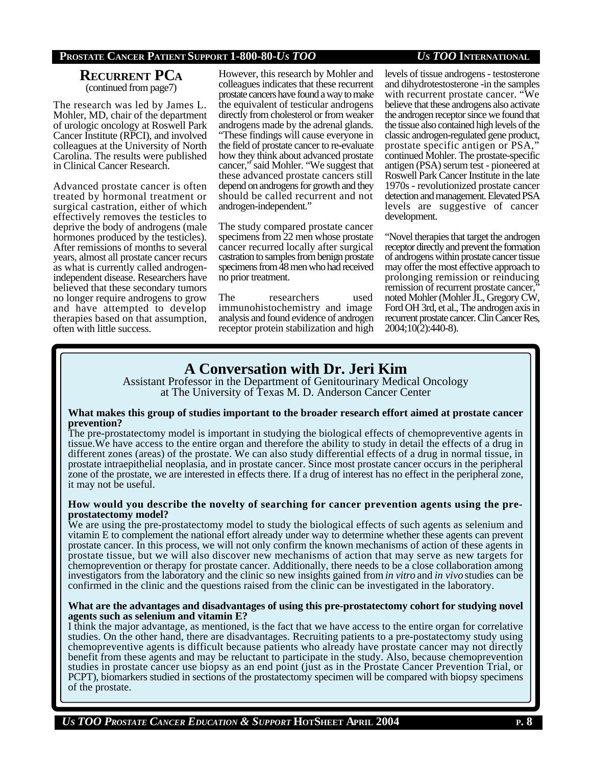## RECURRENT PCA

(continued from page7)

The research was led by James L. Mohler, MD, chair of the department of urologic oncology at Roswell Park Cancer Institute (RPCI), and involved colleagues at the University of North Carolina. The results were published in Clinical Cancer Research.

Advanced prostate cancer is often treated by hormonal treatment or surgical castration, either of which effectively removes the testicles to deprive the body of androgens (male hormones produced by the testicles). After remissions of months to several years, almost all prostate cancer recurs as what is currently called androgen-independent disease. Researchers have believed that these secondary tumors no longer require androgens to grow and have attempted to develop therapies based on that assumption, often with little success.

However, this research by Mohler and colleagues indicates that these recurrent prostate cancers have found a way to make the equivalent of testicular androgens directly from cholesterol or from weaker androgens made by the adrenal glands. "These findings will cause everyone in the field of prostate cancer to re-evaluate how they think about advanced prostate cancer," said Mohler. "We suggest that these advanced prostate cancers still depend on androgens for growth and they should be called recurrent and not androgen-independent."

The study compared prostate cancer specimens from 22 men whose prostate cancer recurred locally after surgical castration to samples from benign prostate specimens from 48 men who had received no prior treatment.

The researchers used immunohistochemistry and image analysis and found evidence of androgen receptor protein stabilization and high levels of tissue androgens - testosterone and dihydrotestosterone -in the samples with recurrent prostate cancer. "We believe that these androgens also activate the androgen receptor since we found that the tissue also contained high levels of the classic androgen-regulated gene product, prostate specific antigen or PSA," continued Mohler. The prostate-specific antigen (PSA) serum test - pioneered at Roswell Park Cancer Institute in the late 1970s - revolutionized prostate cancer detection and management. Elevated PSA levels are suggestive of cancer development.

"Novel therapies that target the androgen receptor directly and prevent the formation of androgens within prostate cancer tissue may offer the most effective approach to prolonging remission or reinducing remission of recurrent prostate cancer," noted Mohler (Mohler JL, Gregory CW, Ford OH 3rd, et al., The androgen axis in recurrent prostate cancer. Clin Cancer Res, 2004;10(2):440-8).

## A Conversation with Dr. Jeri Kim

Assistant Professor in the Department of Genitourinary Medical Oncology at The University of Texas M. D. Anderson Cancer Center

**What makes this group of studies important to the broader research effort aimed at prostate cancer prevention?**

The pre-prostatectomy model is important in studying the biological effects of chemopreventive agents in tissue.We have access to the entire organ and therefore the ability to study in detail the effects of a drug in different zones (areas) of the prostate. We can also study differential effects of a drug in normal tissue, in prostate intraepithelial neoplasia, and in prostate cancer. Since most prostate cancer occurs in the peripheral zone of the prostate, we are interested in effects there. If a drug of interest has no effect in the peripheral zone, it may not be useful.

**How would you describe the novelty of searching for cancer prevention agents using the pre-prostatectomy model?**

We are using the pre-prostatectomy model to study the biological effects of such agents as selenium and vitamin E to complement the national effort already under way to determine whether these agents can prevent prostate cancer. In this process, we will not only confirm the known mechanisms of action of these agents in prostate tissue, but we will also discover new mechanisms of action that may serve as new targets for chemoprevention or therapy for prostate cancer. Additionally, there needs to be a close collaboration among investigators from the laboratory and the clinic so new insights gained from *in vitro* and *in vivo* studies can be confirmed in the clinic and the questions raised from the clinic can be investigated in the laboratory.

**What are the advantages and disadvantages of using this pre-prostatectomy cohort for studying novel agents such as selenium and vitamin E?**

I think the major advantage, as mentioned, is the fact that we have access to the entire organ for correlative studies. On the other hand, there are disadvantages. Recruiting patients to a pre-postatectomy study using chemopreventive agents is difficult because patients who already have prostate cancer may not directly benefit from these agents and may be reluctant to participate in the study. Also, because chemoprevention studies in prostate cancer use biopsy as an end point (just as in the Prostate Cancer Prevention Trial, or PCPT), biomarkers studied in sections of the prostatectomy specimen will be compared with biopsy specimens of the prostate.